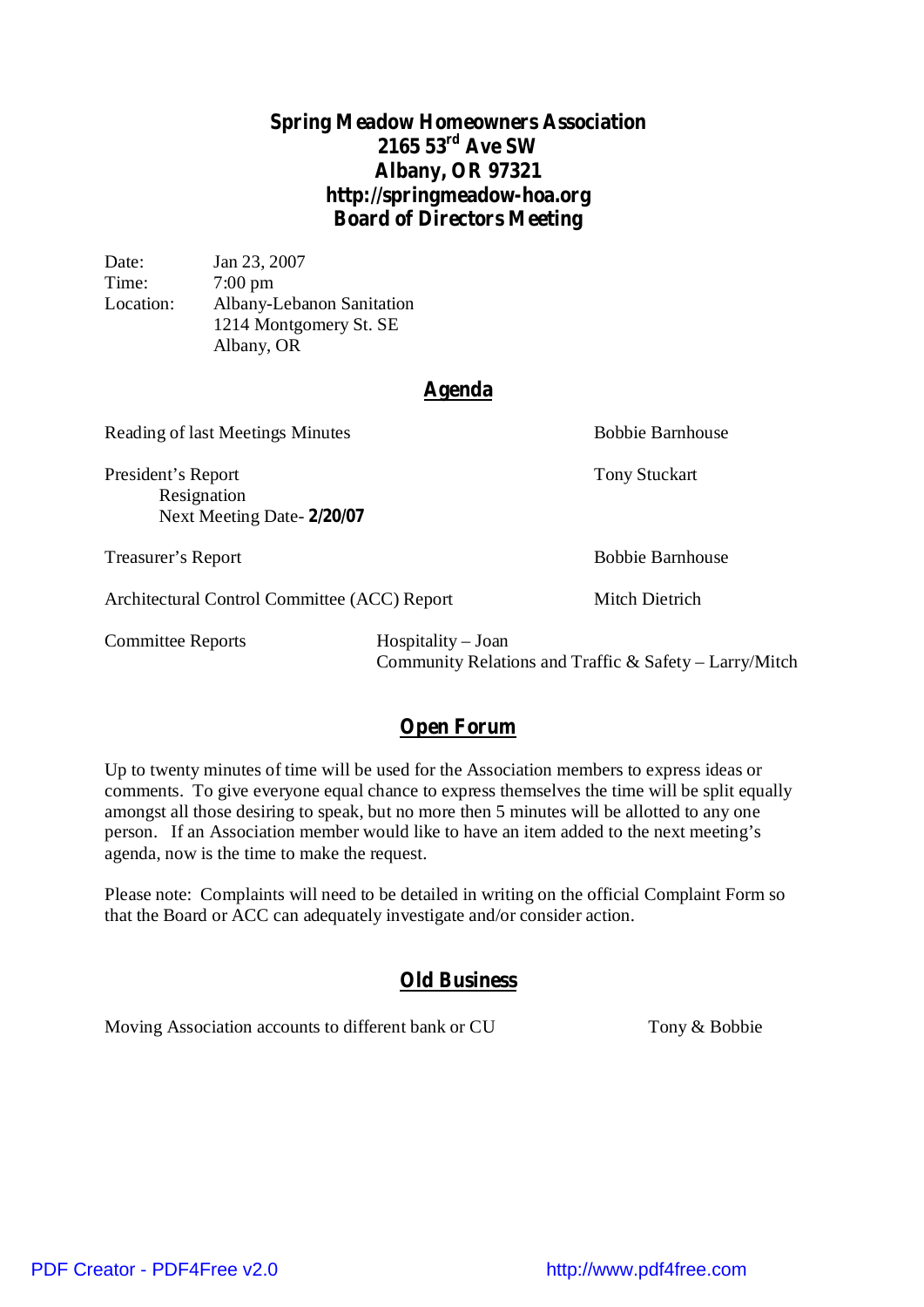# Spring Meadow Homeowners Association
# 2165 53rd Ave SW
# Albany, OR 97321
# http://springmeadow-hoa.org
# Board of Directors Meeting

Date: Jan 23, 2007
Time: 7:00 pm
Location: Albany-Lebanon Sanitation
1214 Montgomery St. SE
Albany, OR

## Agenda

Reading of last Meetings Minutes — Bobbie Barnhouse

President's Report — Tony Stuckart
- Resignation
- Next Meeting Date- **2/20/07**

Treasurer's Report — Bobbie Barnhouse

Architectural Control Committee (ACC) Report — Mitch Dietrich

Committee Reports
- Hospitality – Joan
- Community Relations and Traffic & Safety – Larry/Mitch

## Open Forum

Up to twenty minutes of time will be used for the Association members to express ideas or comments. To give everyone equal chance to express themselves the time will be split equally amongst all those desiring to speak, but no more then 5 minutes will be allotted to any one person. If an Association member would like to have an item added to the next meeting's agenda, now is the time to make the request.

Please note: Complaints will need to be detailed in writing on the official Complaint Form so that the Board or ACC can adequately investigate and/or consider action.

## Old Business

Moving Association accounts to different bank or CU — Tony & Bobbie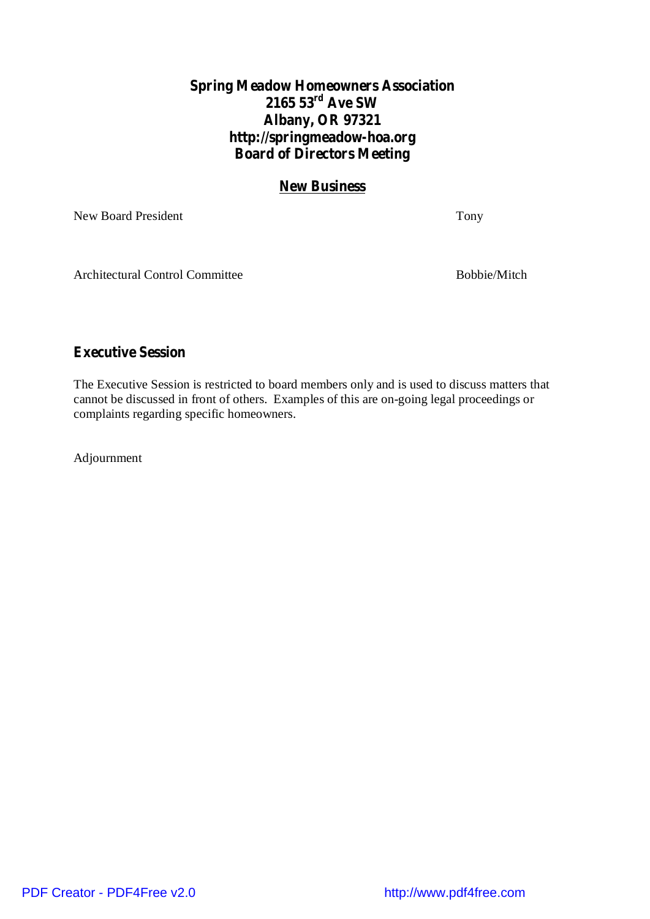**Spring Meadow Homeowners Association**
**2165 53rd Ave SW**
**Albany, OR 97321**
**http://springmeadow-hoa.org**
**Board of Directors Meeting**

## New Business

| | |
|---|---|
| New Board President | Tony |
| Architectural Control Committee | Bobbie/Mitch |

## Executive Session

The Executive Session is restricted to board members only and is used to discuss matters that cannot be discussed in front of others. Examples of this are on-going legal proceedings or complaints regarding specific homeowners.

Adjournment